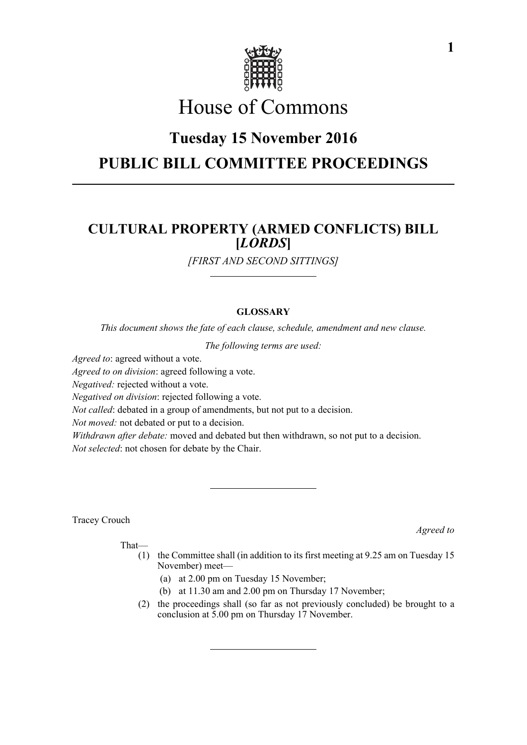# House of Commons

## Tuesday 15 November 2016

## PUBLIC BILL COMMITTEE PROCEEDINGS

---

### CULTURAL PROPERTY (ARMED CONFLICTS) BILL [*LORDS*]

*[FIRST AND SECOND SITTINGS]*

---

**GLOSSARY**

*This document shows the fate of each clause, schedule, amendment and new clause.*

*The following terms are used:*

*Agreed to*: agreed without a vote.
*Agreed to on division*: agreed following a vote.
*Negatived:* rejected without a vote.
*Negatived on division*: rejected following a vote.
*Not called*: debated in a group of amendments, but not put to a decision.
*Not moved:* not debated or put to a decision.
*Withdrawn after debate:* moved and debated but then withdrawn, so not put to a decision.
*Not selected*: not chosen for debate by the Chair.

---

Tracey Crouch

*Agreed to*

That—

(1) the Committee shall (in addition to its first meeting at 9.25 am on Tuesday 15 November) meet—

(a) at 2.00 pm on Tuesday 15 November;

(b) at 11.30 am and 2.00 pm on Thursday 17 November;

(2) the proceedings shall (so far as not previously concluded) be brought to a conclusion at 5.00 pm on Thursday 17 November.

---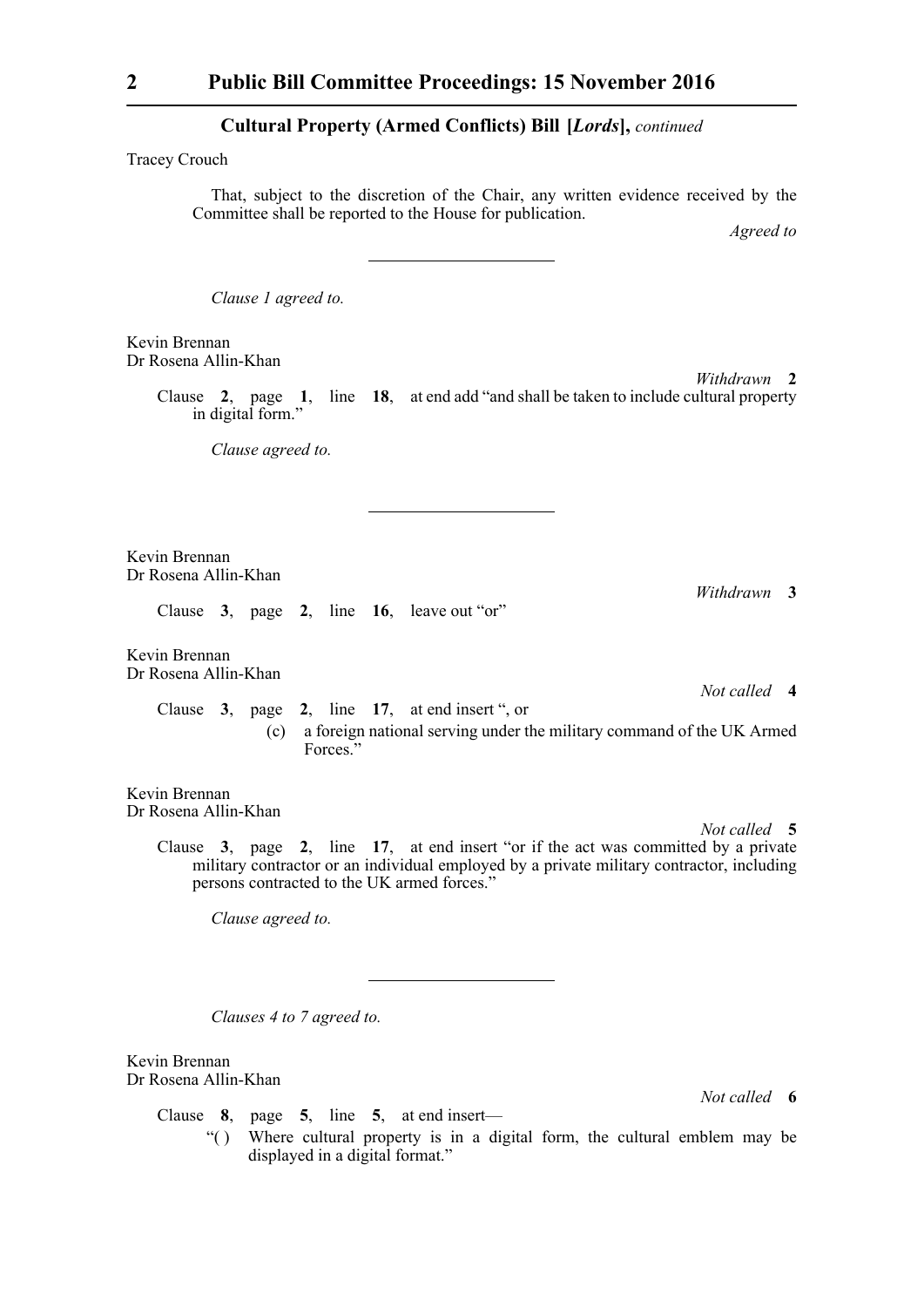**Cultural Property (Armed Conflicts) Bill [*Lords*],** *continued*

Tracey Crouch

That, subject to the discretion of the Chair, any written evidence received by the Committee shall be reported to the House for publication.

*Agreed to*

---

*Clause 1 agreed to.*

Kevin Brennan
Dr Rosena Allin-Khan

*Withdrawn* **2**

Clause **2**, page **1**, line **18**, at end add "and shall be taken to include cultural property in digital form."

*Clause agreed to.*

---

Kevin Brennan
Dr Rosena Allin-Khan

*Withdrawn* **3**

Clause **3**, page **2**, line **16**, leave out "or"

Kevin Brennan
Dr Rosena Allin-Khan

*Not called* **4**

Clause **3**, page **2**, line **17**, at end insert ", or

(c) a foreign national serving under the military command of the UK Armed Forces."

Kevin Brennan
Dr Rosena Allin-Khan

*Not called* **5**

Clause **3**, page **2**, line **17**, at end insert "or if the act was committed by a private military contractor or an individual employed by a private military contractor, including persons contracted to the UK armed forces."

*Clause agreed to.*

---

*Clauses 4 to 7 agreed to.*

Kevin Brennan
Dr Rosena Allin-Khan

*Not called* **6**

Clause **8**, page **5**, line **5**, at end insert—

"( ) Where cultural property is in a digital form, the cultural emblem may be displayed in a digital format."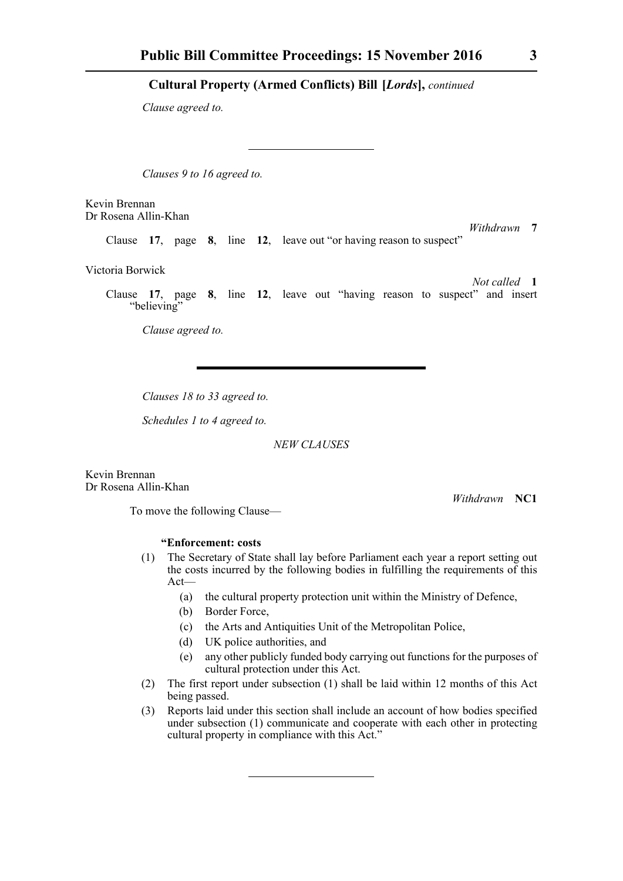**Cultural Property (Armed Conflicts) Bill [*Lords*],** *continued*

*Clause agreed to.*

---

*Clauses 9 to 16 agreed to.*

Kevin Brennan
Dr Rosena Allin-Khan

*Withdrawn* **7**

Clause **17**, page **8**, line **12**, leave out "or having reason to suspect"

Victoria Borwick

*Not called* **1**

Clause **17**, page **8**, line **12**, leave out "having reason to suspect" and insert "believing"

*Clause agreed to.*

---

*Clauses 18 to 33 agreed to.*

*Schedules 1 to 4 agreed to.*

*NEW CLAUSES*

Kevin Brennan
Dr Rosena Allin-Khan

*Withdrawn* **NC1**

To move the following Clause—

**"Enforcement: costs**

(1) The Secretary of State shall lay before Parliament each year a report setting out the costs incurred by the following bodies in fulfilling the requirements of this Act—

  (a) the cultural property protection unit within the Ministry of Defence,

  (b) Border Force,

  (c) the Arts and Antiquities Unit of the Metropolitan Police,

  (d) UK police authorities, and

  (e) any other publicly funded body carrying out functions for the purposes of cultural protection under this Act.

(2) The first report under subsection (1) shall be laid within 12 months of this Act being passed.

(3) Reports laid under this section shall include an account of how bodies specified under subsection (1) communicate and cooperate with each other in protecting cultural property in compliance with this Act."

---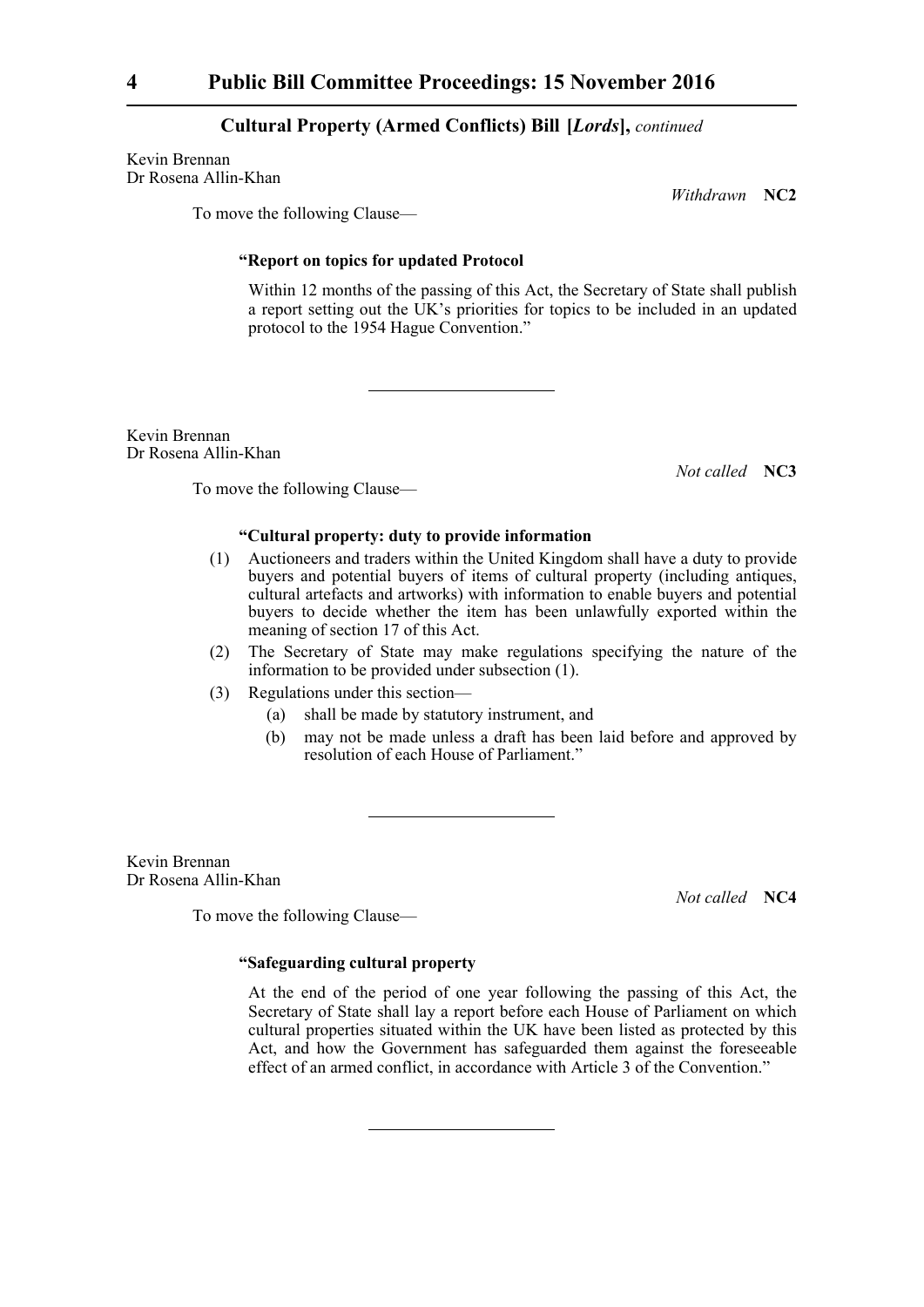Kevin Brennan
Dr Rosena Allin-Khan

*Withdrawn* **NC2**

To move the following Clause—

**"Report on topics for updated Protocol**

Within 12 months of the passing of this Act, the Secretary of State shall publish a report setting out the UK's priorities for topics to be included in an updated protocol to the 1954 Hague Convention."

---

Kevin Brennan
Dr Rosena Allin-Khan

*Not called* **NC3**

To move the following Clause—

**"Cultural property: duty to provide information**

(1) Auctioneers and traders within the United Kingdom shall have a duty to provide buyers and potential buyers of items of cultural property (including antiques, cultural artefacts and artworks) with information to enable buyers and potential buyers to decide whether the item has been unlawfully exported within the meaning of section 17 of this Act.

(2) The Secretary of State may make regulations specifying the nature of the information to be provided under subsection (1).

(3) Regulations under this section—

(a) shall be made by statutory instrument, and

(b) may not be made unless a draft has been laid before and approved by resolution of each House of Parliament."

---

Kevin Brennan
Dr Rosena Allin-Khan

*Not called* **NC4**

To move the following Clause—

**"Safeguarding cultural property**

At the end of the period of one year following the passing of this Act, the Secretary of State shall lay a report before each House of Parliament on which cultural properties situated within the UK have been listed as protected by this Act, and how the Government has safeguarded them against the foreseeable effect of an armed conflict, in accordance with Article 3 of the Convention."

---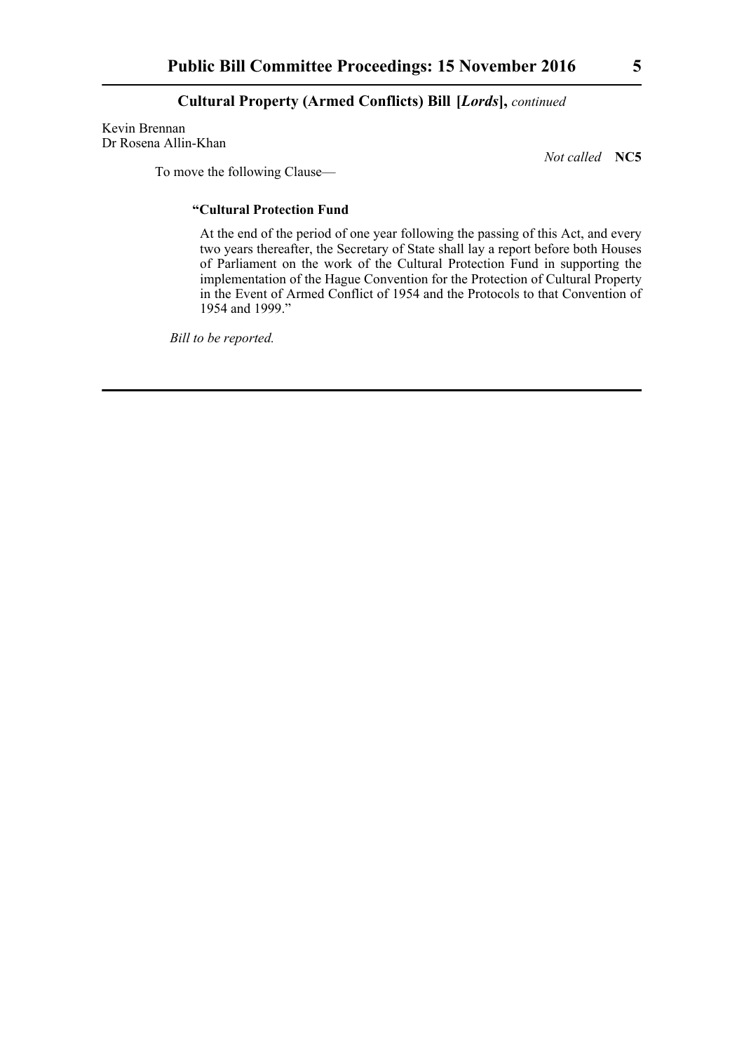**Cultural Property (Armed Conflicts) Bill [*Lords*],** *continued*

Kevin Brennan
Dr Rosena Allin-Khan

*Not called* **NC5**

To move the following Clause—

**"Cultural Protection Fund**

At the end of the period of one year following the passing of this Act, and every two years thereafter, the Secretary of State shall lay a report before both Houses of Parliament on the work of the Cultural Protection Fund in supporting the implementation of the Hague Convention for the Protection of Cultural Property in the Event of Armed Conflict of 1954 and the Protocols to that Convention of 1954 and 1999."

*Bill to be reported.*